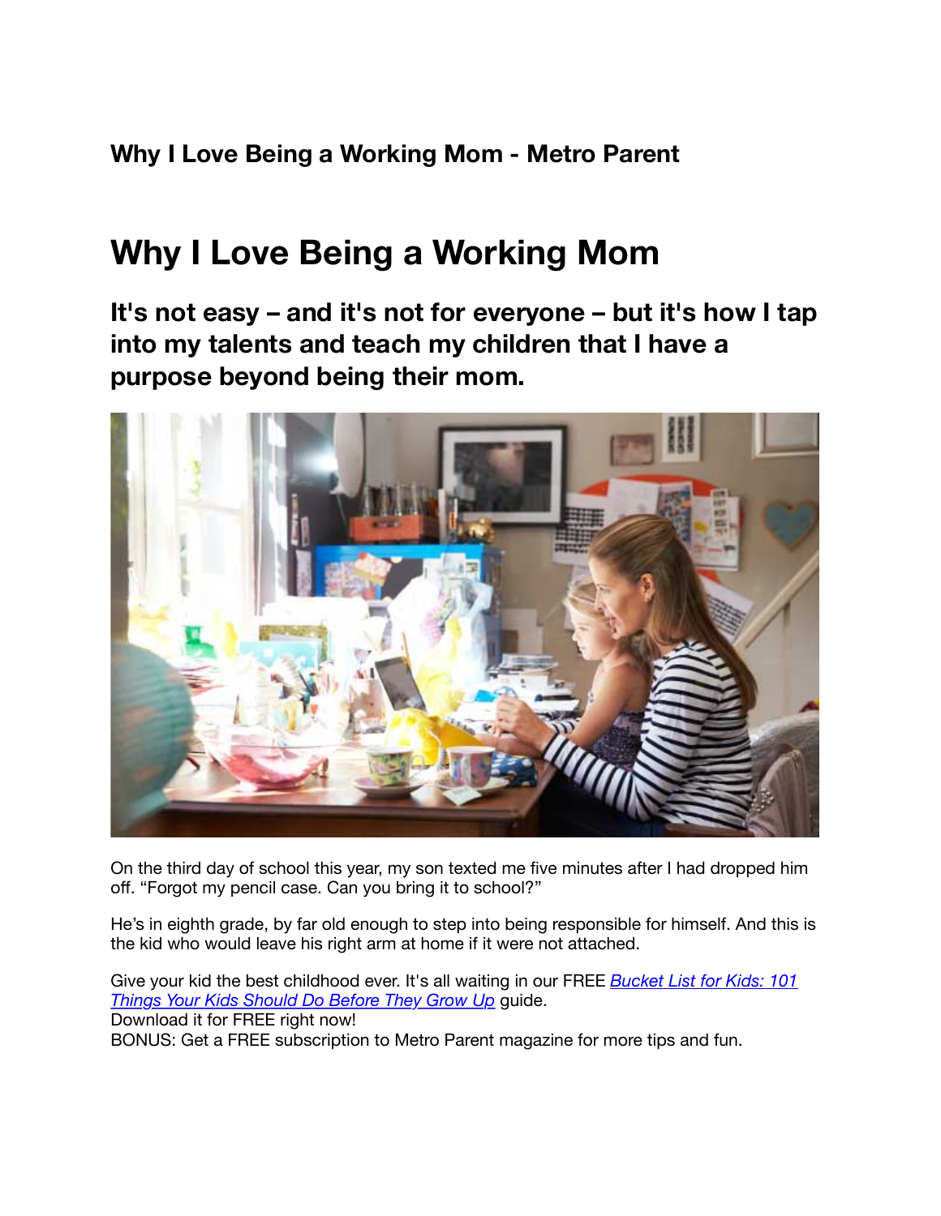**Why I Love Being a Working Mom - Metro Parent**

# Why I Love Being a Working Mom

## It's not easy – and it's not for everyone – but it's how I tap into my talents and teach my children that I have a purpose beyond being their mom.

On the third day of school this year, my son texted me five minutes after I had dropped him off. "Forgot my pencil case. Can you bring it to school?"

He's in eighth grade, by far old enough to step into being responsible for himself. And this is the kid who would leave his right arm at home if it were not attached.

Give your kid the best childhood ever. It's all waiting in our FREE *Bucket List for Kids: 101 Things Your Kids Should Do Before They Grow Up* guide.
Download it for FREE right now!
BONUS: Get a FREE subscription to Metro Parent magazine for more tips and fun.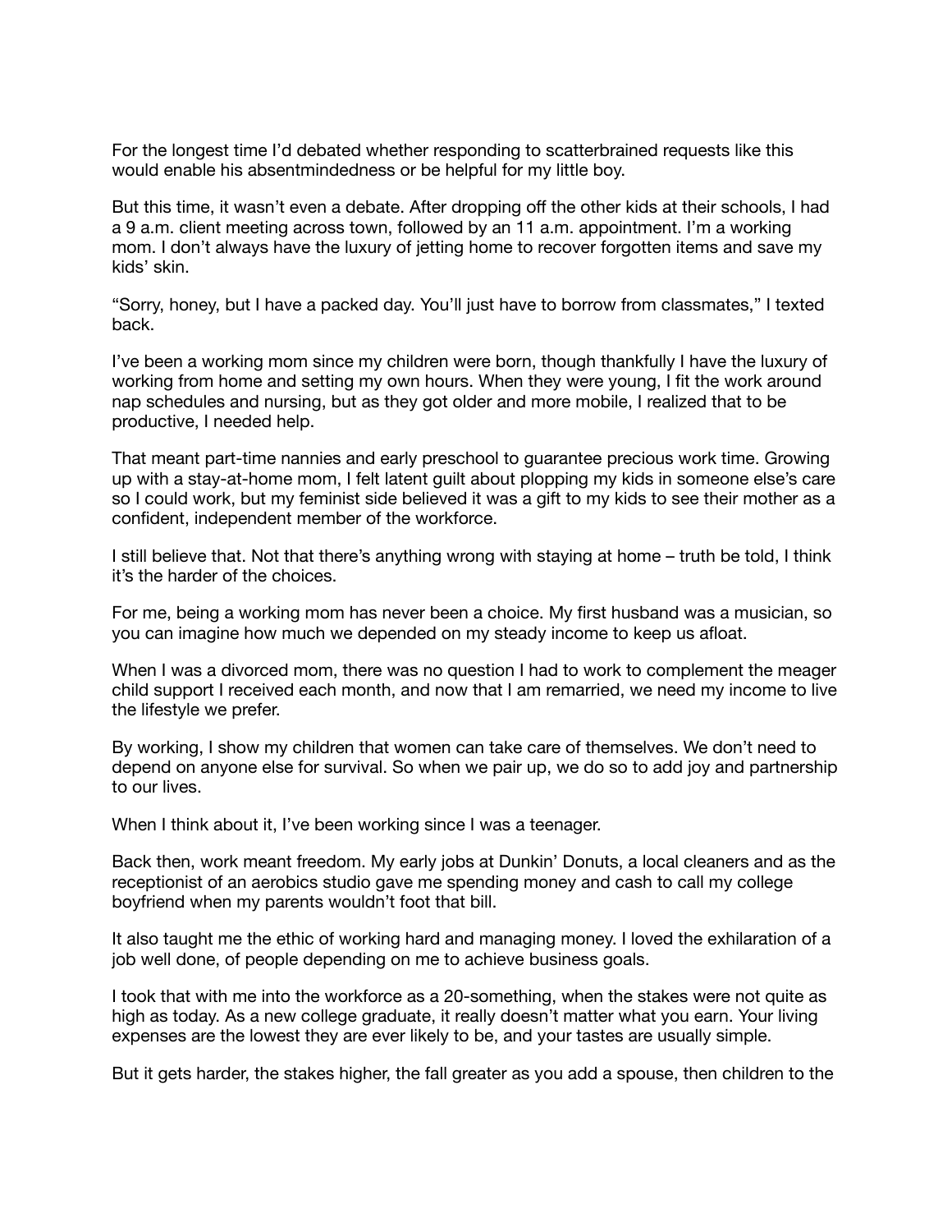For the longest time I'd debated whether responding to scatterbrained requests like this would enable his absentmindedness or be helpful for my little boy.

But this time, it wasn't even a debate. After dropping off the other kids at their schools, I had a 9 a.m. client meeting across town, followed by an 11 a.m. appointment. I'm a working mom. I don't always have the luxury of jetting home to recover forgotten items and save my kids' skin.

"Sorry, honey, but I have a packed day. You'll just have to borrow from classmates," I texted back.

I've been a working mom since my children were born, though thankfully I have the luxury of working from home and setting my own hours. When they were young, I fit the work around nap schedules and nursing, but as they got older and more mobile, I realized that to be productive, I needed help.

That meant part-time nannies and early preschool to guarantee precious work time. Growing up with a stay-at-home mom, I felt latent guilt about plopping my kids in someone else's care so I could work, but my feminist side believed it was a gift to my kids to see their mother as a confident, independent member of the workforce.

I still believe that. Not that there's anything wrong with staying at home – truth be told, I think it's the harder of the choices.

For me, being a working mom has never been a choice. My first husband was a musician, so you can imagine how much we depended on my steady income to keep us afloat.

When I was a divorced mom, there was no question I had to work to complement the meager child support I received each month, and now that I am remarried, we need my income to live the lifestyle we prefer.

By working, I show my children that women can take care of themselves. We don't need to depend on anyone else for survival. So when we pair up, we do so to add joy and partnership to our lives.

When I think about it, I've been working since I was a teenager.

Back then, work meant freedom. My early jobs at Dunkin' Donuts, a local cleaners and as the receptionist of an aerobics studio gave me spending money and cash to call my college boyfriend when my parents wouldn't foot that bill.

It also taught me the ethic of working hard and managing money. I loved the exhilaration of a job well done, of people depending on me to achieve business goals.

I took that with me into the workforce as a 20-something, when the stakes were not quite as high as today. As a new college graduate, it really doesn't matter what you earn. Your living expenses are the lowest they are ever likely to be, and your tastes are usually simple.

But it gets harder, the stakes higher, the fall greater as you add a spouse, then children to the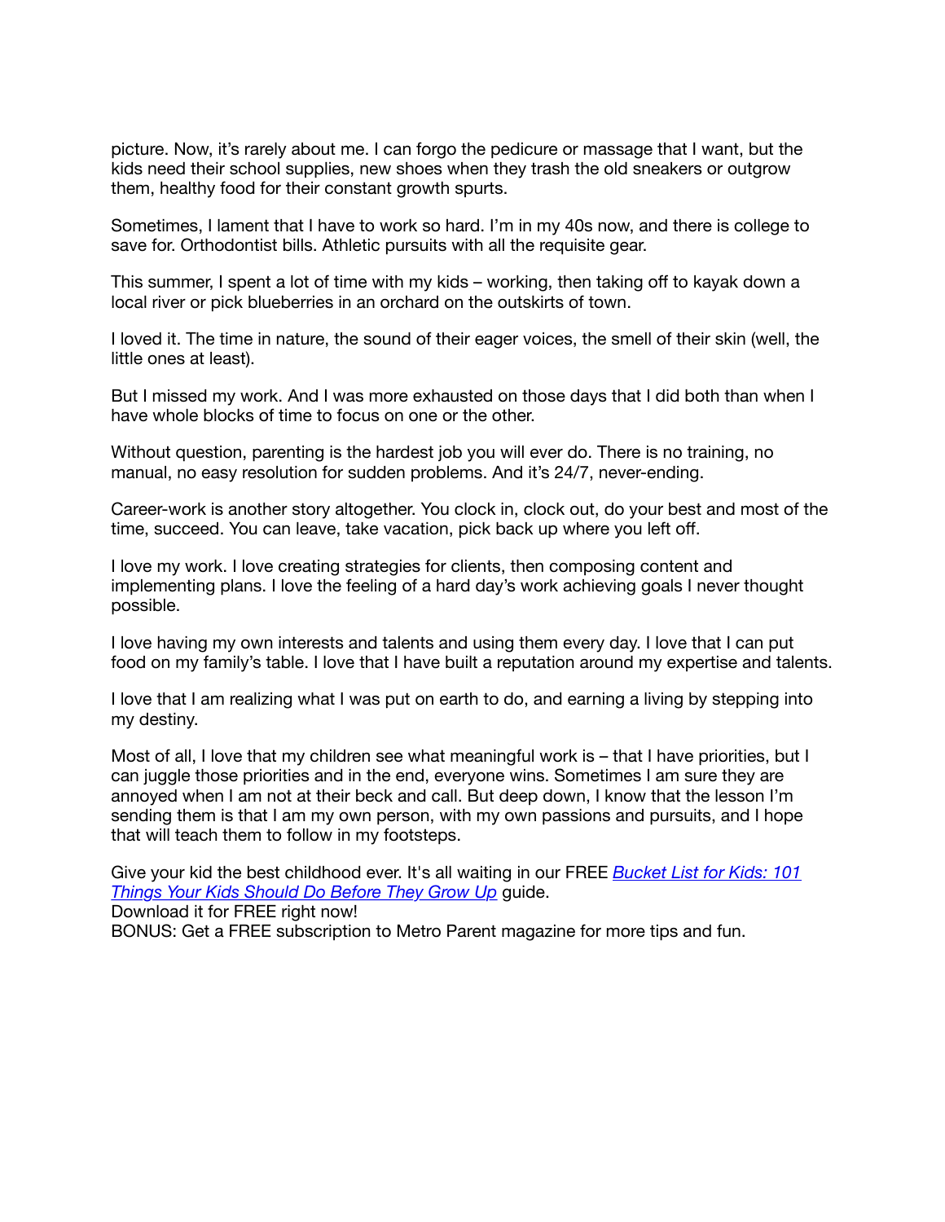picture. Now, it's rarely about me. I can forgo the pedicure or massage that I want, but the kids need their school supplies, new shoes when they trash the old sneakers or outgrow them, healthy food for their constant growth spurts.

Sometimes, I lament that I have to work so hard. I'm in my 40s now, and there is college to save for. Orthodontist bills. Athletic pursuits with all the requisite gear.

This summer, I spent a lot of time with my kids – working, then taking off to kayak down a local river or pick blueberries in an orchard on the outskirts of town.

I loved it. The time in nature, the sound of their eager voices, the smell of their skin (well, the little ones at least).

But I missed my work. And I was more exhausted on those days that I did both than when I have whole blocks of time to focus on one or the other.

Without question, parenting is the hardest job you will ever do. There is no training, no manual, no easy resolution for sudden problems. And it's 24/7, never-ending.

Career-work is another story altogether. You clock in, clock out, do your best and most of the time, succeed. You can leave, take vacation, pick back up where you left off.

I love my work. I love creating strategies for clients, then composing content and implementing plans. I love the feeling of a hard day's work achieving goals I never thought possible.

I love having my own interests and talents and using them every day. I love that I can put food on my family's table. I love that I have built a reputation around my expertise and talents.

I love that I am realizing what I was put on earth to do, and earning a living by stepping into my destiny.

Most of all, I love that my children see what meaningful work is – that I have priorities, but I can juggle those priorities and in the end, everyone wins. Sometimes I am sure they are annoyed when I am not at their beck and call. But deep down, I know that the lesson I'm sending them is that I am my own person, with my own passions and pursuits, and I hope that will teach them to follow in my footsteps.

Give your kid the best childhood ever. It's all waiting in our FREE *Bucket List for Kids: 101 Things Your Kids Should Do Before They Grow Up* guide.
Download it for FREE right now!
BONUS: Get a FREE subscription to Metro Parent magazine for more tips and fun.